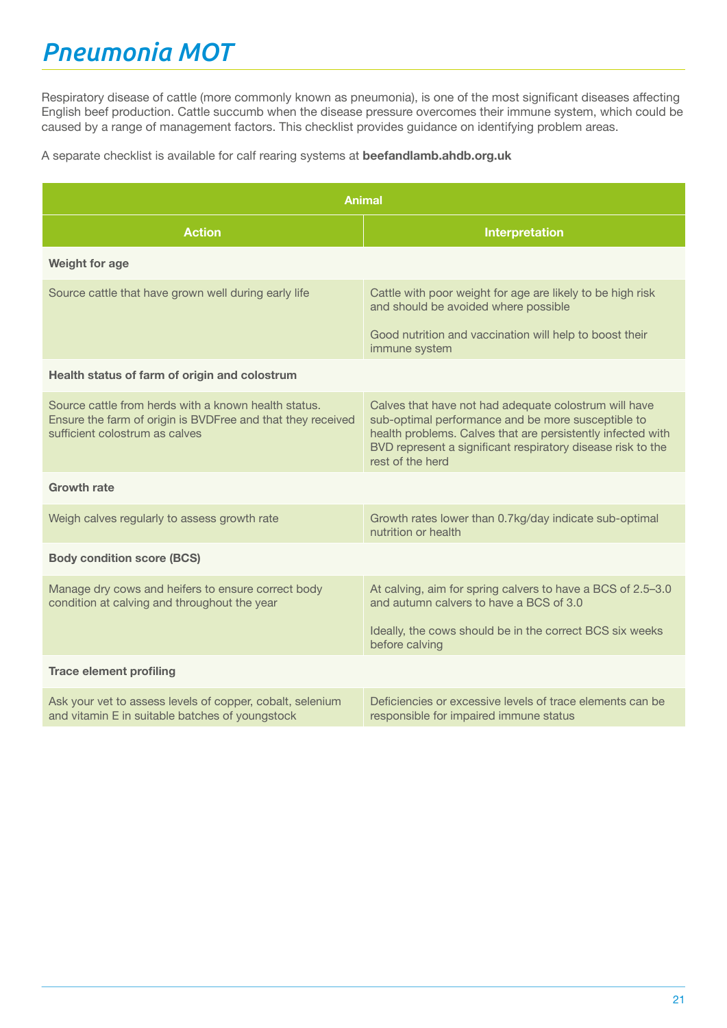# Pneumonia MOT

Respiratory disease of cattle (more commonly known as pneumonia), is one of the most significant diseases affecting English beef production. Cattle succumb when the disease pressure overcomes their immune system, which could be caused by a range of management factors. This checklist provides guidance on identifying problem areas.

A separate checklist is available for calf rearing systems at **beefandlamb.ahdb.org.uk**

| Animal | |
|---|---|
| **Action** | **Interpretation** |
| **Weight for age** | |
| Source cattle that have grown well during early life | Cattle with poor weight for age are likely to be high risk and should be avoided where possible<br><br>Good nutrition and vaccination will help to boost their immune system |
| **Health status of farm of origin and colostrum** | |
| Source cattle from herds with a known health status. Ensure the farm of origin is BVDFree and that they received sufficient colostrum as calves | Calves that have not had adequate colostrum will have sub-optimal performance and be more susceptible to health problems. Calves that are persistently infected with BVD represent a significant respiratory disease risk to the rest of the herd |
| **Growth rate** | |
| Weigh calves regularly to assess growth rate | Growth rates lower than 0.7kg/day indicate sub-optimal nutrition or health |
| **Body condition score (BCS)** | |
| Manage dry cows and heifers to ensure correct body condition at calving and throughout the year | At calving, aim for spring calvers to have a BCS of 2.5–3.0 and autumn calvers to have a BCS of 3.0<br><br>Ideally, the cows should be in the correct BCS six weeks before calving |
| **Trace element profiling** | |
| Ask your vet to assess levels of copper, cobalt, selenium and vitamin E in suitable batches of youngstock | Deficiencies or excessive levels of trace elements can be responsible for impaired immune status |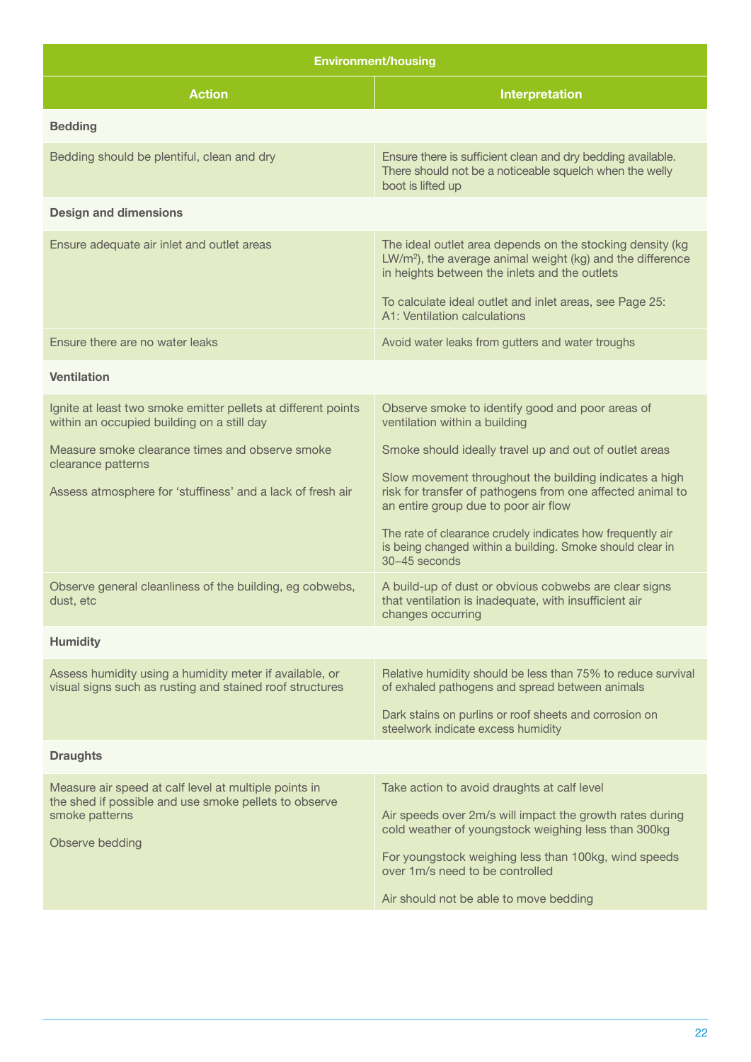| Environment/housing | |
|---|---|
| **Action** | **Interpretation** |
| **Bedding** | |
| Bedding should be plentiful, clean and dry | Ensure there is sufficient clean and dry bedding available. There should not be a noticeable squelch when the welly boot is lifted up |
| **Design and dimensions** | |
| Ensure adequate air inlet and outlet areas | The ideal outlet area depends on the stocking density (kg LW/$m^2$), the average animal weight (kg) and the difference in heights between the inlets and the outlets<br><br>To calculate ideal outlet and inlet areas, see Page 25: A1: Ventilation calculations |
| Ensure there are no water leaks | Avoid water leaks from gutters and water troughs |
| **Ventilation** | |
| Ignite at least two smoke emitter pellets at different points within an occupied building on a still day<br><br>Measure smoke clearance times and observe smoke clearance patterns<br><br>Assess atmosphere for 'stuffiness' and a lack of fresh air | Observe smoke to identify good and poor areas of ventilation within a building<br><br>Smoke should ideally travel up and out of outlet areas<br><br>Slow movement throughout the building indicates a high risk for transfer of pathogens from one affected animal to an entire group due to poor air flow<br><br>The rate of clearance crudely indicates how frequently air is being changed within a building. Smoke should clear in 30–45 seconds |
| Observe general cleanliness of the building, eg cobwebs, dust, etc | A build-up of dust or obvious cobwebs are clear signs that ventilation is inadequate, with insufficient air changes occurring |
| **Humidity** | |
| Assess humidity using a humidity meter if available, or visual signs such as rusting and stained roof structures | Relative humidity should be less than 75% to reduce survival of exhaled pathogens and spread between animals<br><br>Dark stains on purlins or roof sheets and corrosion on steelwork indicate excess humidity |
| **Draughts** | |
| Measure air speed at calf level at multiple points in the shed if possible and use smoke pellets to observe smoke patterns<br><br>Observe bedding | Take action to avoid draughts at calf level<br><br>Air speeds over 2m/s will impact the growth rates during cold weather of youngstock weighing less than 300kg<br><br>For youngstock weighing less than 100kg, wind speeds over 1m/s need to be controlled<br><br>Air should not be able to move bedding |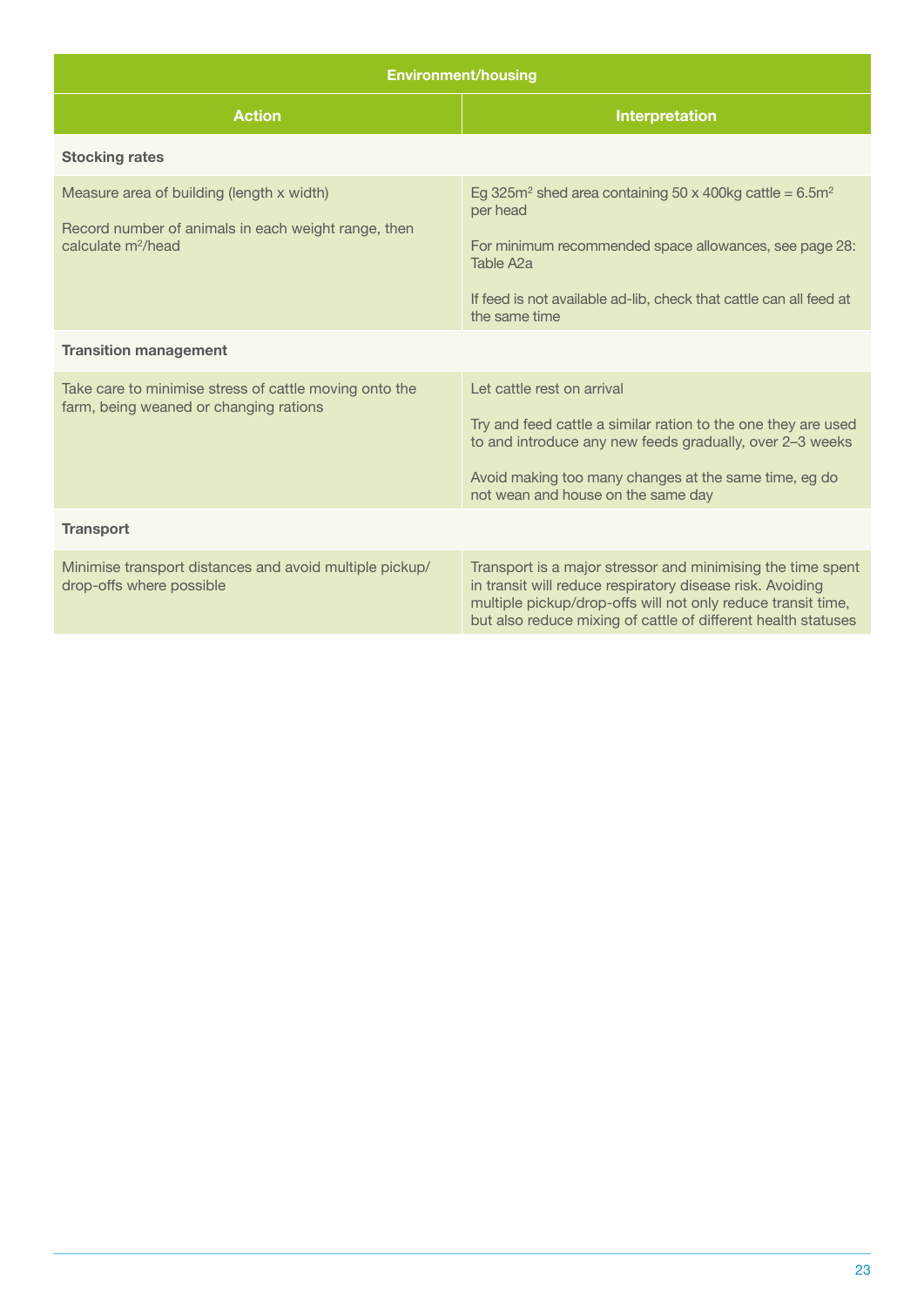| Environment/housing | |
|---|---|
| **Action** | **Interpretation** |
| **Stocking rates** | |
| Measure area of building (length x width)<br><br>Record number of animals in each weight range, then calculate $m^2$/head | Eg 325$m^2$ shed area containing 50 x 400kg cattle = 6.5$m^2$ per head<br><br>For minimum recommended space allowances, see page 28: Table A2a<br><br>If feed is not available ad-lib, check that cattle can all feed at the same time |
| **Transition management** | |
| Take care to minimise stress of cattle moving onto the farm, being weaned or changing rations | Let cattle rest on arrival<br><br>Try and feed cattle a similar ration to the one they are used to and introduce any new feeds gradually, over 2–3 weeks<br><br>Avoid making too many changes at the same time, eg do not wean and house on the same day |
| **Transport** | |
| Minimise transport distances and avoid multiple pickup/drop-offs where possible | Transport is a major stressor and minimising the time spent in transit will reduce respiratory disease risk. Avoiding multiple pickup/drop-offs will not only reduce transit time, but also reduce mixing of cattle of different health statuses |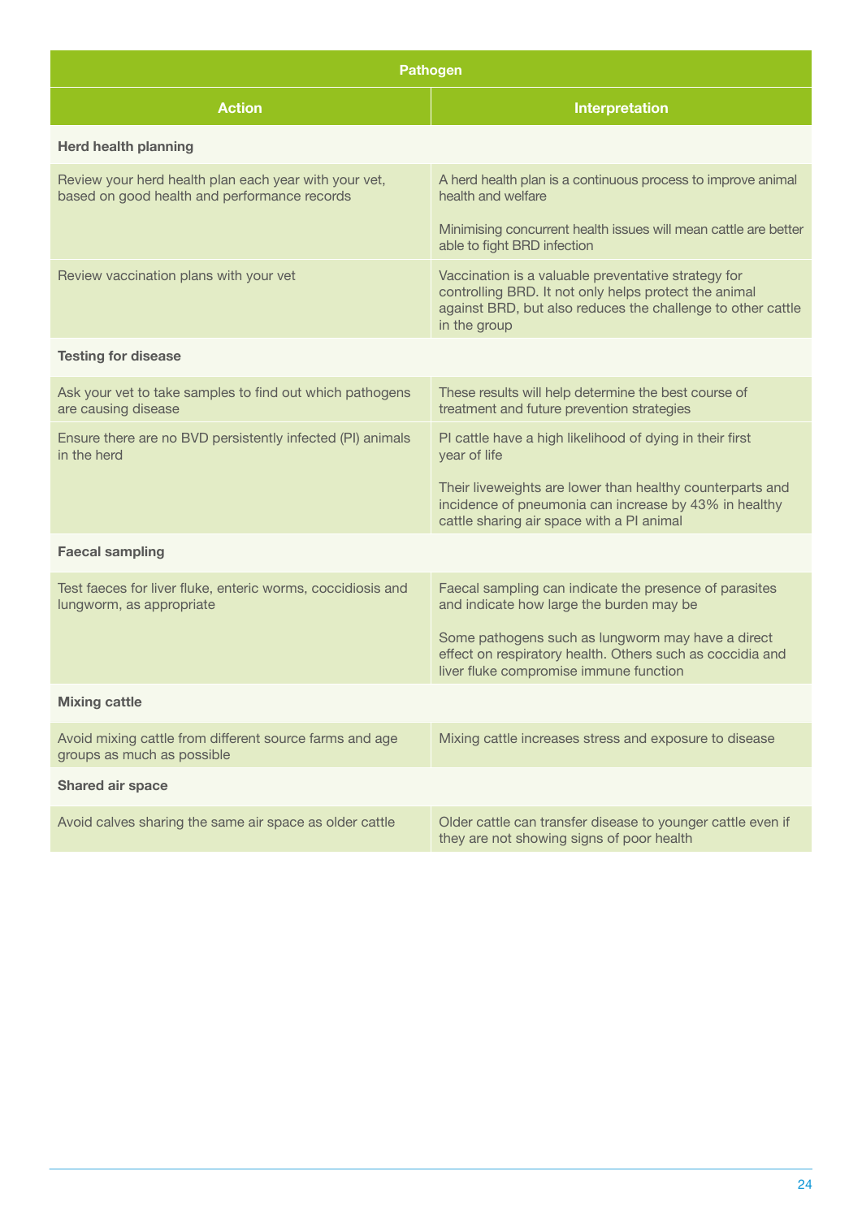| Pathogen | |
|---|---|
| **Action** | **Interpretation** |
| **Herd health planning** | |
| Review your herd health plan each year with your vet, based on good health and performance records | A herd health plan is a continuous process to improve animal health and welfare<br><br>Minimising concurrent health issues will mean cattle are better able to fight BRD infection |
| Review vaccination plans with your vet | Vaccination is a valuable preventative strategy for controlling BRD. It not only helps protect the animal against BRD, but also reduces the challenge to other cattle in the group |
| **Testing for disease** | |
| Ask your vet to take samples to find out which pathogens are causing disease | These results will help determine the best course of treatment and future prevention strategies |
| Ensure there are no BVD persistently infected (PI) animals in the herd | PI cattle have a high likelihood of dying in their first year of life<br><br>Their liveweights are lower than healthy counterparts and incidence of pneumonia can increase by 43% in healthy cattle sharing air space with a PI animal |
| **Faecal sampling** | |
| Test faeces for liver fluke, enteric worms, coccidiosis and lungworm, as appropriate | Faecal sampling can indicate the presence of parasites and indicate how large the burden may be<br><br>Some pathogens such as lungworm may have a direct effect on respiratory health. Others such as coccidia and liver fluke compromise immune function |
| **Mixing cattle** | |
| Avoid mixing cattle from different source farms and age groups as much as possible | Mixing cattle increases stress and exposure to disease |
| **Shared air space** | |
| Avoid calves sharing the same air space as older cattle | Older cattle can transfer disease to younger cattle even if they are not showing signs of poor health |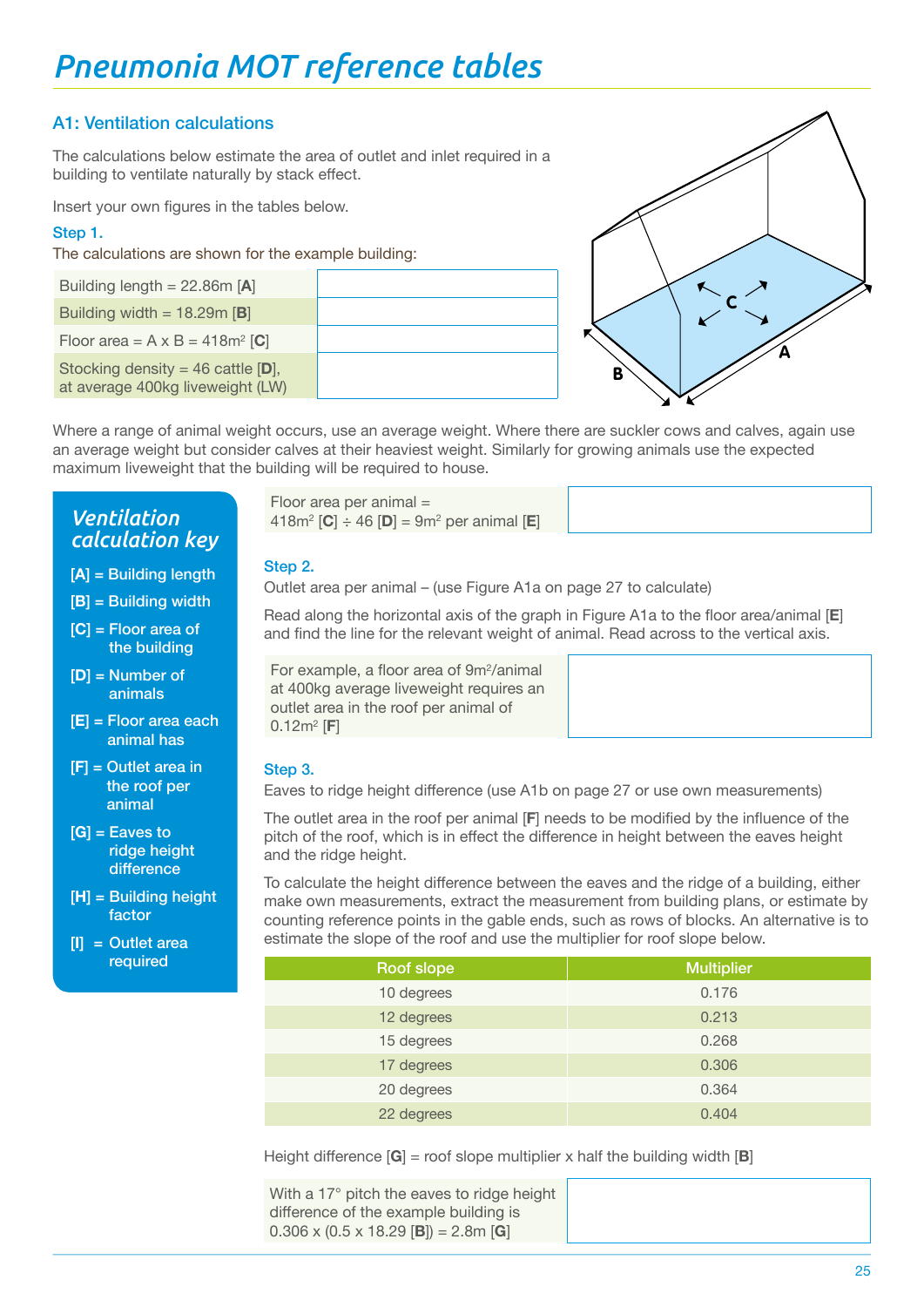# Pneumonia MOT reference tables

## A1: Ventilation calculations

The calculations below estimate the area of outlet and inlet required in a building to ventilate naturally by stack effect.

Insert your own figures in the tables below.

### Step 1.

The calculations are shown for the example building:

| | |
|---|---|
| Building length = 22.86m [A] | |
| Building width = 18.29m [B] | |
| Floor area = A x B = 418m$^2$ [C] | |
| Stocking density = 46 cattle [D], at average 400kg liveweight (LW) | |

Where a range of animal weight occurs, use an average weight. Where there are suckler cows and calves, again use an average weight but consider calves at their heaviest weight. Similarly for growing animals use the expected maximum liveweight that the building will be required to house.

**Ventilation calculation key**

- [A] = Building length
- [B] = Building width
- [C] = Floor area of the building
- [D] = Number of animals
- [E] = Floor area each animal has
- [F] = Outlet area in the roof per animal
- [G] = Eaves to ridge height difference
- [H] = Building height factor
- [I] = Outlet area required

| | |
|---|---|
| Floor area per animal = 418m$^2$ [C] ÷ 46 [D] = 9m$^2$ per animal [E] | |

### Step 2.

Outlet area per animal – (use Figure A1a on page 27 to calculate)

Read along the horizontal axis of the graph in Figure A1a to the floor area/animal [E] and find the line for the relevant weight of animal. Read across to the vertical axis.

| | |
|---|---|
| For example, a floor area of 9m$^2$/animal at 400kg average liveweight requires an outlet area in the roof per animal of 0.12m$^2$ [F] | |

### Step 3.

Eaves to ridge height difference (use A1b on page 27 or use own measurements)

The outlet area in the roof per animal [F] needs to be modified by the influence of the pitch of the roof, which is in effect the difference in height between the eaves height and the ridge height.

To calculate the height difference between the eaves and the ridge of a building, either make own measurements, extract the measurement from building plans, or estimate by counting reference points in the gable ends, such as rows of blocks. An alternative is to estimate the slope of the roof and use the multiplier for roof slope below.

| Roof slope | Multiplier |
|---|---|
| 10 degrees | 0.176 |
| 12 degrees | 0.213 |
| 15 degrees | 0.268 |
| 17 degrees | 0.306 |
| 20 degrees | 0.364 |
| 22 degrees | 0.404 |

Height difference [G] = roof slope multiplier x half the building width [B]

| | |
|---|---|
| With a 17° pitch the eaves to ridge height difference of the example building is 0.306 x (0.5 x 18.29 [B]) = 2.8m [G] | |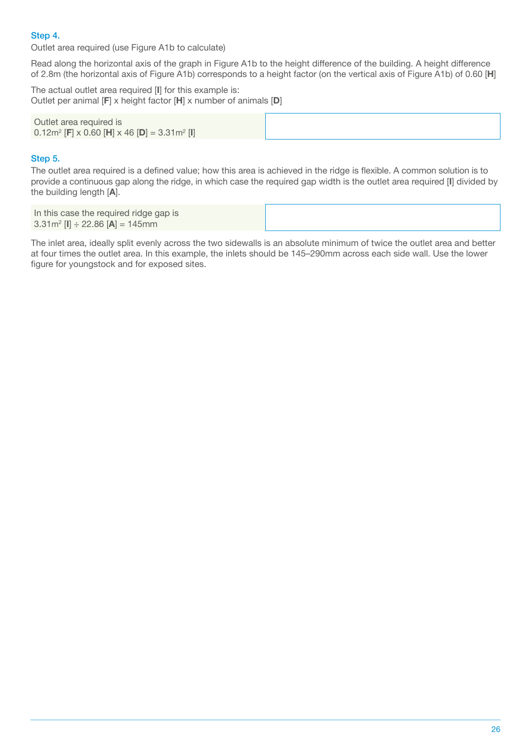### Step 4.

Outlet area required (use Figure A1b to calculate)

Read along the horizontal axis of the graph in Figure A1b to the height difference of the building. A height difference of 2.8m (the horizontal axis of Figure A1b) corresponds to a height factor (on the vertical axis of Figure A1b) of 0.60 [**H**]

The actual outlet area required [**I**] for this example is:
Outlet per animal [**F**] x height factor [**H**] x number of animals [**D**]

| Outlet area required is $0.12m^2$ [**F**] x 0.60 [**H**] x 46 [**D**] = $3.31m^2$ [**I**] | |
|---|---|

### Step 5.

The outlet area required is a defined value; how this area is achieved in the ridge is flexible. A common solution is to provide a continuous gap along the ridge, in which case the required gap width is the outlet area required [**I**] divided by the building length [**A**].

| In this case the required ridge gap is $3.31m^2$ [**I**] ÷ 22.86 [**A**] = 145mm | |
|---|---|

The inlet area, ideally split evenly across the two sidewalls is an absolute minimum of twice the outlet area and better at four times the outlet area. In this example, the inlets should be 145–290mm across each side wall. Use the lower figure for youngstock and for exposed sites.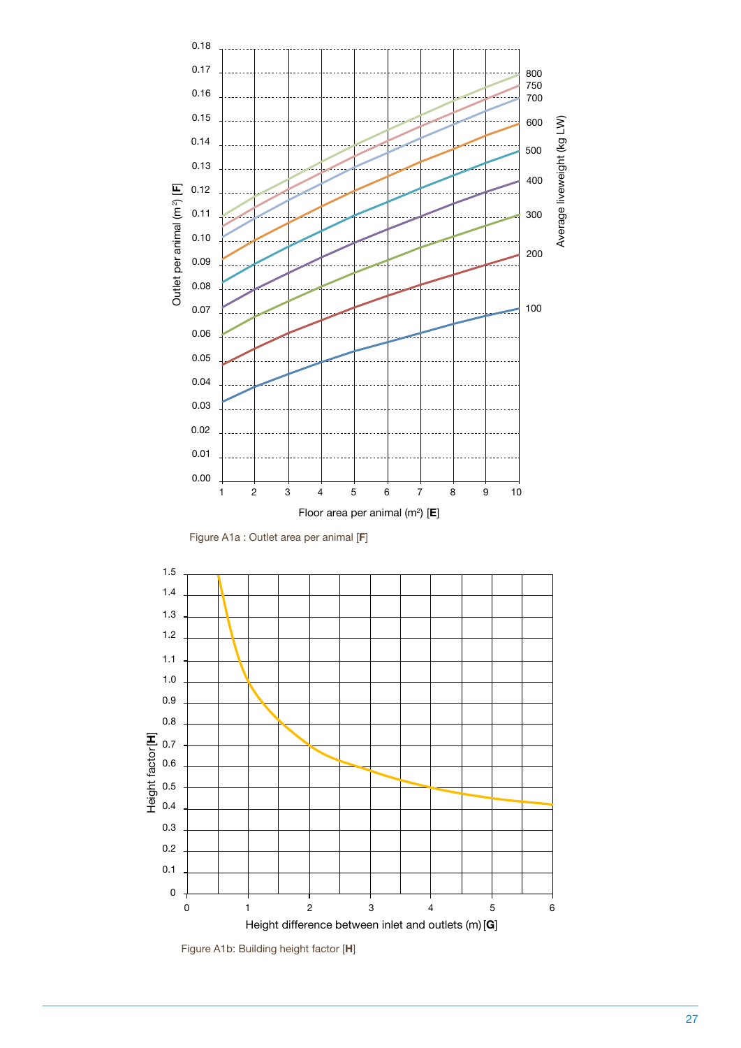Figure A1a : Outlet area per animal [F]

Figure A1b: Building height factor [H]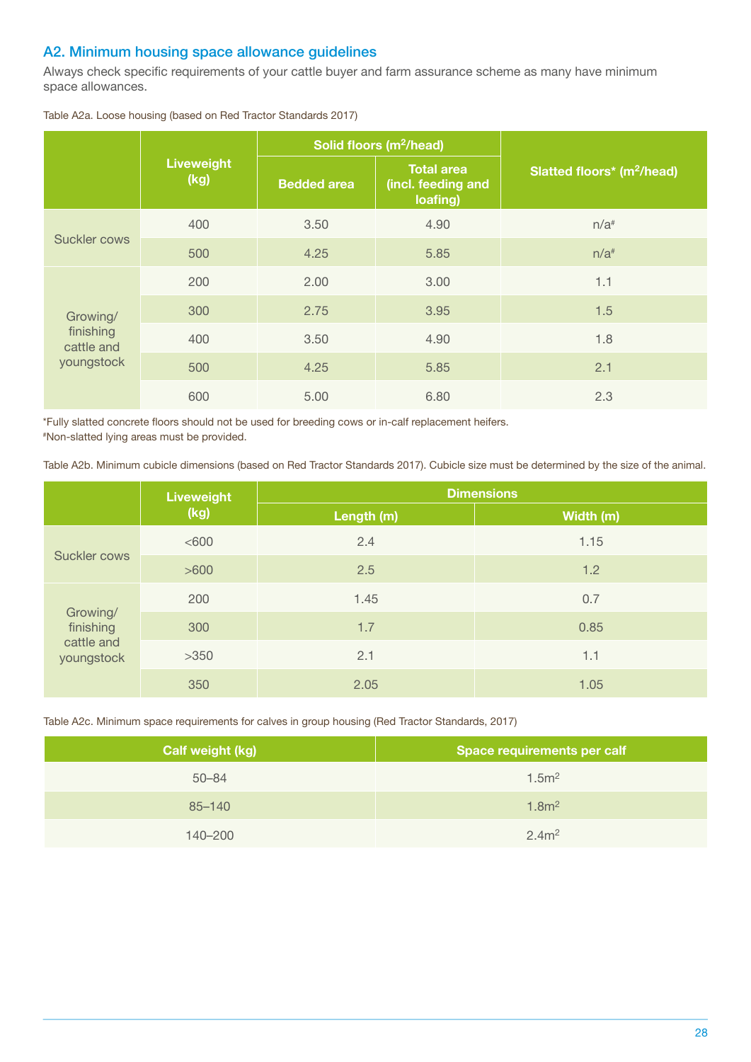## A2. Minimum housing space allowance guidelines

Always check specific requirements of your cattle buyer and farm assurance scheme as many have minimum space allowances.

Table A2a. Loose housing (based on Red Tractor Standards 2017)

| | Liveweight (kg) | Solid floors ($m^2$/head) | | Slatted floors* ($m^2$/head) |
|---|---|---|---|---|
| | | Bedded area | Total area (incl. feeding and loafing) | |
| Suckler cows | 400 | 3.50 | 4.90 | n/a# |
| | 500 | 4.25 | 5.85 | n/a# |
| Growing/ finishing cattle and youngstock | 200 | 2.00 | 3.00 | 1.1 |
| | 300 | 2.75 | 3.95 | 1.5 |
| | 400 | 3.50 | 4.90 | 1.8 |
| | 500 | 4.25 | 5.85 | 2.1 |
| | 600 | 5.00 | 6.80 | 2.3 |

*Fully slatted concrete floors should not be used for breeding cows or in-calf replacement heifers.
#Non-slatted lying areas must be provided.

Table A2b. Minimum cubicle dimensions (based on Red Tractor Standards 2017). Cubicle size must be determined by the size of the animal.

| | Liveweight (kg) | Dimensions | |
|---|---|---|---|
| | | Length (m) | Width (m) |
| Suckler cows | <600 | 2.4 | 1.15 |
| | >600 | 2.5 | 1.2 |
| Growing/ finishing cattle and youngstock | 200 | 1.45 | 0.7 |
| | 300 | 1.7 | 0.85 |
| | >350 | 2.1 | 1.1 |
| | 350 | 2.05 | 1.05 |

Table A2c. Minimum space requirements for calves in group housing (Red Tractor Standards, 2017)

| Calf weight (kg) | Space requirements per calf |
|---|---|
| 50–84 | 1.5$m^2$ |
| 85–140 | 1.8$m^2$ |
| 140–200 | 2.4$m^2$ |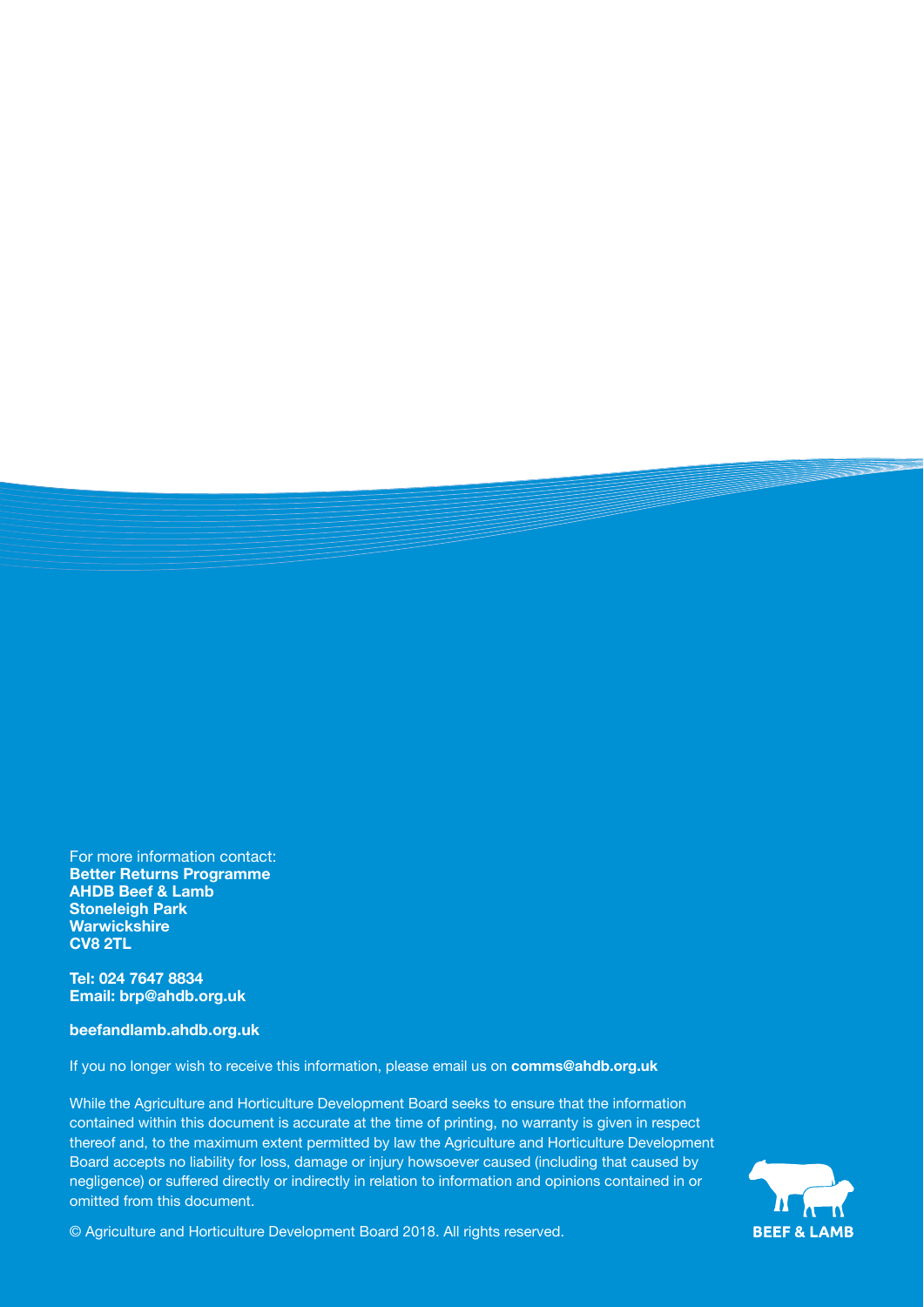For more information contact:
**Better Returns Programme**
**AHDB Beef & Lamb**
**Stoneleigh Park**
**Warwickshire**
**CV8 2TL**

**Tel: 024 7647 8834**
**Email: brp@ahdb.org.uk**

**beefandlamb.ahdb.org.uk**

If you no longer wish to receive this information, please email us on **comms@ahdb.org.uk**

While the Agriculture and Horticulture Development Board seeks to ensure that the information contained within this document is accurate at the time of printing, no warranty is given in respect thereof and, to the maximum extent permitted by law the Agriculture and Horticulture Development Board accepts no liability for loss, damage or injury howsoever caused (including that caused by negligence) or suffered directly or indirectly in relation to information and opinions contained in or omitted from this document.

© Agriculture and Horticulture Development Board 2018. All rights reserved.

BEEF & LAMB